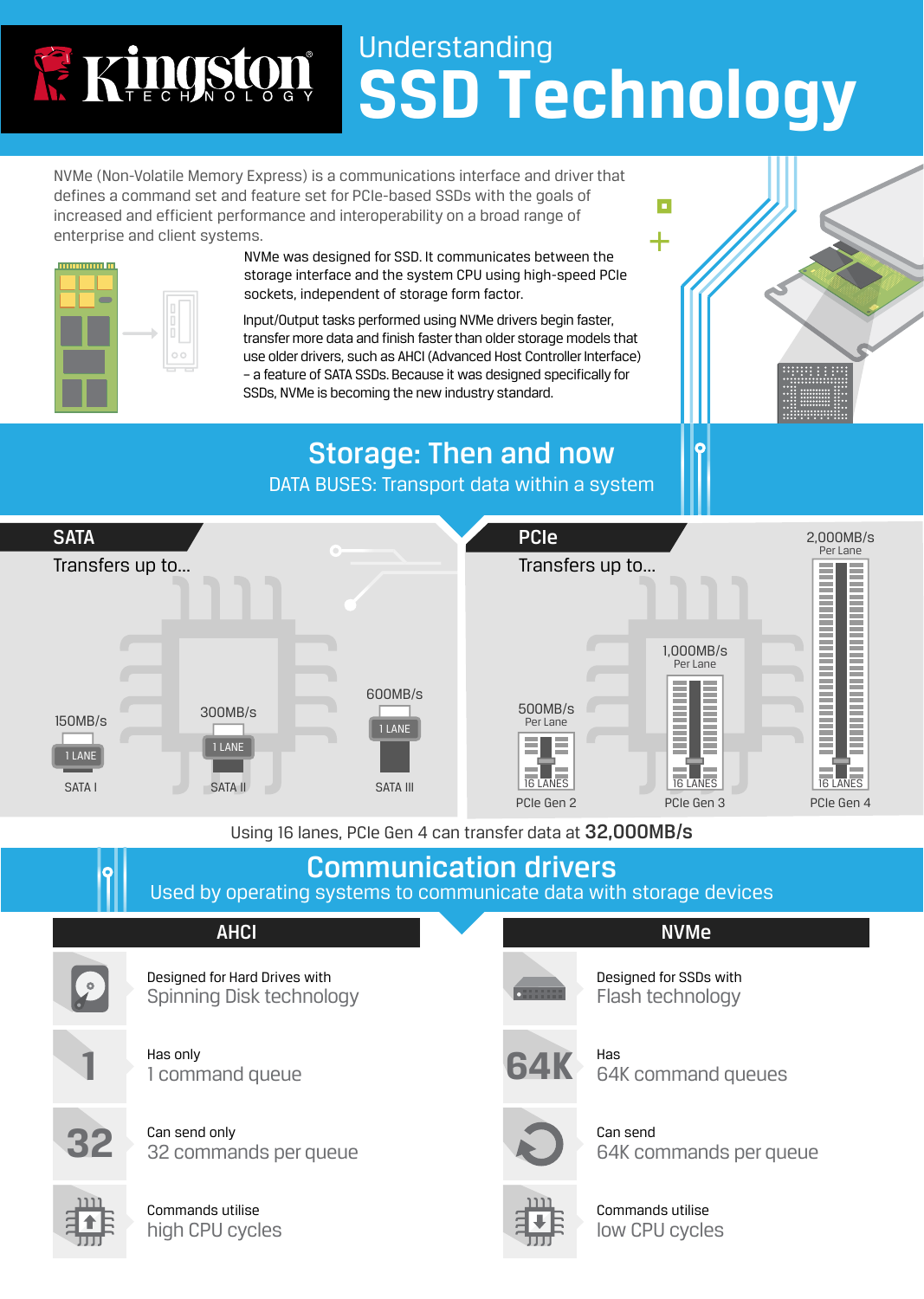Kingston TECHNOLOGY

# Understanding SSD Technology

NVMe (Non-Volatile Memory Express) is a communications interface and driver that defines a command set and feature set for PCIe-based SSDs with the goals of increased and efficient performance and interoperability on a broad range of enterprise and client systems.

NVMe was designed for SSD. It communicates between the storage interface and the system CPU using high-speed PCIe sockets, independent of storage form factor.

Input/Output tasks performed using NVMe drivers begin faster, transfer more data and finish faster than older storage models that use older drivers, such as AHCI (Advanced Host Controller Interface) – a feature of SATA SSDs. Because it was designed specifically for SSDs, NVMe is becoming the new industry standard.

## Storage: Then and now

DATA BUSES: Transport data within a system

### SATA

Transfers up to...

| Interface | Speed | Lanes |
|---|---|---|
| SATA I | 150MB/s | 1 LANE |
| SATA II | 300MB/s | 1 LANE |
| SATA III | 600MB/s | 1 LANE |

### PCIe

Transfers up to...

| Interface | Speed | Lanes |
|---|---|---|
| PCIe Gen 2 | 500MB/s Per Lane | 16 LANES |
| PCIe Gen 3 | 1,000MB/s Per Lane | 16 LANES |
| PCIe Gen 4 | 2,000MB/s Per Lane | 16 LANES |

Using 16 lanes, PCIe Gen 4 can transfer data at **32,000MB/s**

## Communication drivers

Used by operating systems to communicate data with storage devices

| AHCI | NVMe |
|---|---|
| Designed for Hard Drives with Spinning Disk technology | Designed for SSDs with Flash technology |
| Has only 1 command queue | Has 64K command queues |
| Can send only 32 commands per queue | Can send 64K commands per queue |
| Commands utilise high CPU cycles | Commands utilise low CPU cycles |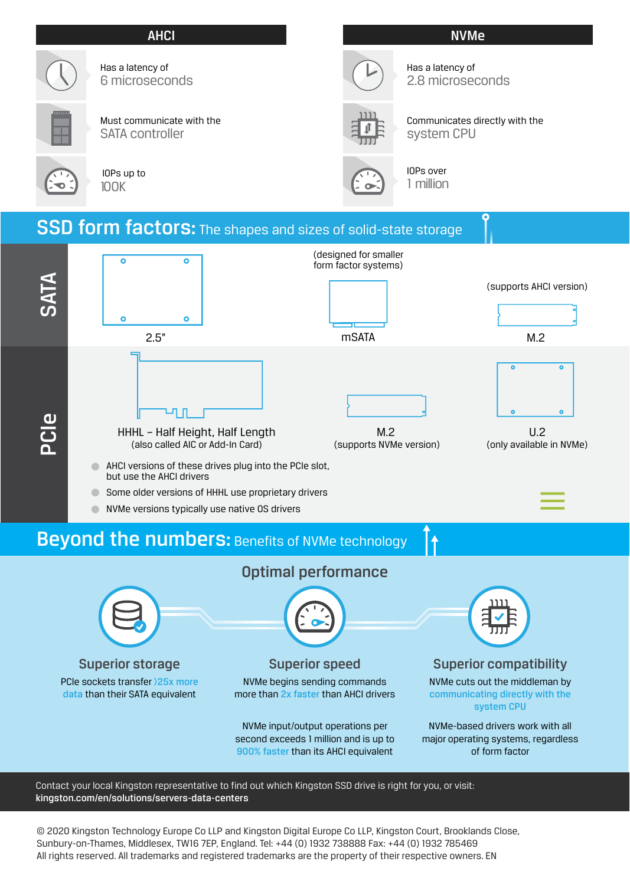| AHCI | NVMe |
| --- | --- |
| Has a latency of 6 microseconds | Has a latency of 2.8 microseconds |
| Must communicate with the SATA controller | Communicates directly with the system CPU |
| IOPs up to 100K | IOPs over 1 million |

## SSD form factors: The shapes and sizes of solid-state storage

### SATA

2.5"

(designed for smaller form factor systems)

mSATA

(supports AHCI version)

M.2

### PCIe

HHHL – Half Height, Half Length
(also called AIC or Add-In Card)

M.2
(supports NVMe version)

U.2
(only available in NVMe)

- AHCI versions of these drives plug into the PCIe slot, but use the AHCI drivers
- Some older versions of HHHL use proprietary drivers
- NVMe versions typically use native OS drivers

## Beyond the numbers: Benefits of NVMe technology

### Optimal performance

#### Superior storage

PCIe sockets transfer 25x more data than their SATA equivalent

#### Superior speed

NVMe begins sending commands more than 2x faster than AHCI drivers

NVMe input/output operations per second exceeds 1 million and is up to 900% faster than its AHCI equivalent

#### Superior compatibility

NVMe cuts out the middleman by communicating directly with the system CPU

NVMe-based drivers work with all major operating systems, regardless of form factor

Contact your local Kingston representative to find out which Kingston SSD drive is right for you, or visit:
**kingston.com/en/solutions/servers-data-centers**

© 2020 Kingston Technology Europe Co LLP and Kingston Digital Europe Co LLP, Kingston Court, Brooklands Close, Sunbury-on-Thames, Middlesex, TW16 7EP, England. Tel: +44 (0) 1932 738888 Fax: +44 (0) 1932 785469
All rights reserved. All trademarks and registered trademarks are the property of their respective owners. EN